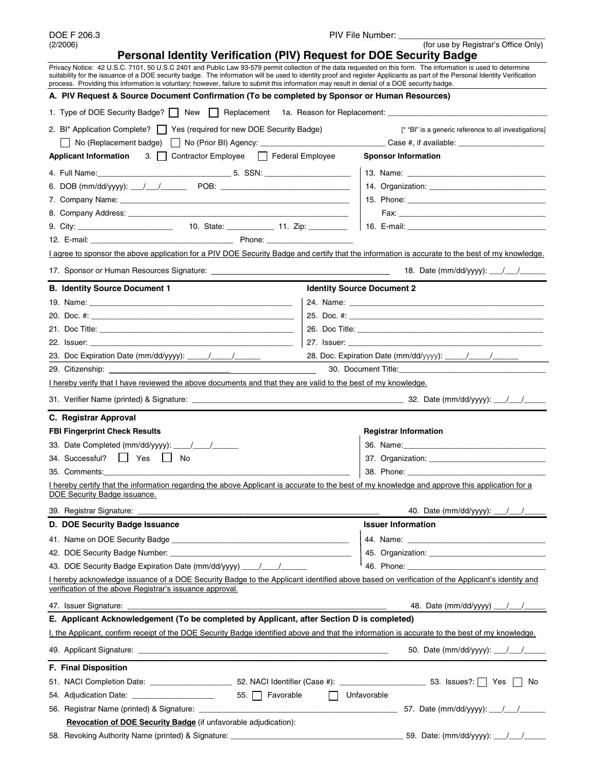DOE F 206.3
(2/2006)

PIV File Number: ______________________________
(for use by Registrar's Office Only)

# Personal Identity Verification (PIV) Request for DOE Security Badge

Privacy Notice: 42 U.S.C. 7101, 50 U.S.C 2401 and Public Law 93-579 permit collection of the data requested on this form. The information is used to determine suitability for the issuance of a DOE security badge. The information will be used to identity proof and register Applicants as part of the Personal Identity Verification process. Providing this information is voluntary; however, failure to submit this information may result in denial of a DOE security badge.

## A. PIV Request & Source Document Confirmation (To be completed by Sponsor or Human Resources)

1. Type of DOE Security Badge? ☐ New ☐ Replacement 1a. Reason for Replacement: ______________________________

2. BI* Application Complete? ☐ Yes (required for new DOE Security Badge) [* "BI" is a generic reference to all investigations]
☐ No (Replacement badge) ☐ No (Prior BI) Agency: ______________________ Case #, if available: ________________

**Applicant Information** 3. ☐ Contractor Employee ☐ Federal Employee

4. Full Name: ______________________ 5. SSN: ________________
6. DOB (mm/dd/yyyy): ___/___/______ POB: ______________________
7. Company Name: ______________________________
8. Company Address: ______________________________
9. City: ________________ 10. State: __________ 11. Zip: ________
12. E-mail: ________________________ Phone: ________________

**Sponsor Information**

13. Name: ______________________________
14. Organization: ______________________________
15. Phone: ______________________________
Fax: ______________________________
16. E-mail: ______________________________

I agree to sponsor the above application for a PIV DOE Security Badge and certify that the information is accurate to the best of my knowledge.

17. Sponsor or Human Resources Signature: ______________________________ 18. Date (mm/dd/yyyy): ___/___/______

## B. Identity Source Document 1

19. Name: ______________________________
20. Doc. #: ______________________________
21. Doc Title: ______________________________
22. Issuer: ______________________________
23. Doc Expiration Date (mm/dd/yyyy): _____/_____/______

**Identity Source Document 2**

24. Name: ______________________________
25. Doc. #: ______________________________
26. Doc Title: ______________________________
27. Issuer: ______________________________
28. Doc. Expiration Date (mm/dd/yyyy): _____/_____/______

29. Citizenship: ______________________________ 30. Document Title: ______________________________

I hereby verify that I have reviewed the above documents and that they are valid to the best of my knowledge.

31. Verifier Name (printed) & Signature: ______________________________ 32. Date (mm/dd/yyyy): ___/___/_____

## C. Registrar Approval

**FBI Fingerprint Check Results**

33. Date Completed (mm/dd/yyyy): ____/____/______
34. Successful? ☐ Yes ☐ No
35. Comments: ______________________________

**Registrar Information**

36. Name: ______________________________
37. Organization: ______________________________
38. Phone: ______________________________

I hereby certify that the information regarding the above Applicant is accurate to the best of my knowledge and approve this application for a DOE Security Badge issuance.

39. Registrar Signature: ______________________________ 40. Date (mm/dd/yyyy): ___/___/_____

## D. DOE Security Badge Issuance

41. Name on DOE Security Badge ______________________________
42. DOE Security Badge Number: ______________________________
43. DOE Security Badge Expiration Date (mm/dd/yyyy) ____/____/______

**Issuer Information**

44. Name: ______________________________
45. Organization: ______________________________
46. Phone: ______________________________

I hereby acknowledge issuance of a DOE Security Badge to the Applicant identified above based on verification of the Applicant's identity and verification of the above Registrar's issuance approval.

47. Issuer Signature: ______________________________ 48. Date (mm/dd/yyyy) ___/___/_____

## E. Applicant Acknowledgement (To be completed by Applicant, after Section D is completed)

I, the Applicant, confirm receipt of the DOE Security Badge identified above and that the information is accurate to the best of my knowledge.

49. Applicant Signature: ______________________________ 50. Date (mm/dd/yyyy): ___/___/_____

## F. Final Disposition

51. NACI Completion Date: ________________ 52. NACI Identifier (Case #): ________________ 53. Issues?: ☐ Yes ☐ No

54. Adjudication Date: ________________ 55. ☐ Favorable ☐ Unfavorable

56. Registrar Name (printed) & Signature: ______________________________ 57. Date (mm/dd/yyyy): ___/___/______

**Revocation of DOE Security Badge** (if unfavorable adjudication):

58. Revoking Authority Name (printed) & Signature: ______________________________ 59. Date: (mm/dd/yyyy): ___/___/_____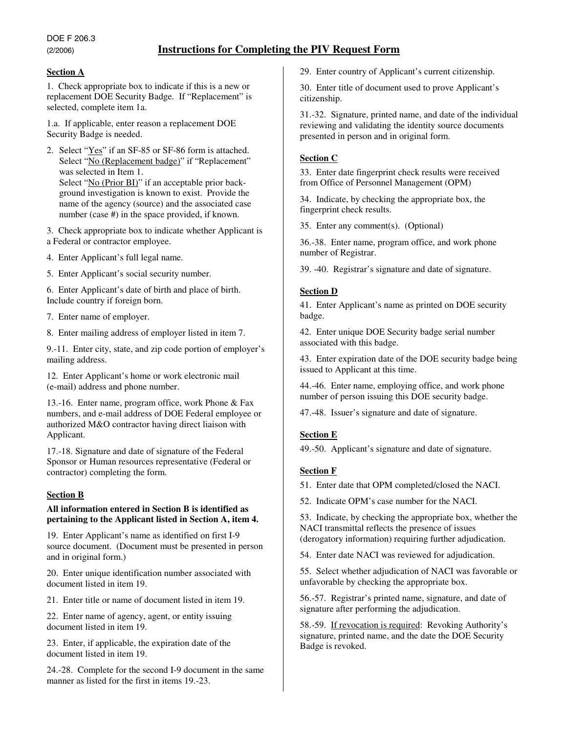DOE F 206.3
(2/2006)

# Instructions for Completing the PIV Request Form

## Section A

1. Check appropriate box to indicate if this is a new or replacement DOE Security Badge. If "Replacement" is selected, complete item 1a.

1.a. If applicable, enter reason a replacement DOE Security Badge is needed.

2. Select "Yes" if an SF-85 or SF-86 form is attached. Select "No (Replacement badge)" if "Replacement" was selected in Item 1. Select "No (Prior BI)" if an acceptable prior background investigation is known to exist. Provide the name of the agency (source) and the associated case number (case #) in the space provided, if known.

3. Check appropriate box to indicate whether Applicant is a Federal or contractor employee.

4. Enter Applicant's full legal name.

5. Enter Applicant's social security number.

6. Enter Applicant's date of birth and place of birth. Include country if foreign born.

7. Enter name of employer.

8. Enter mailing address of employer listed in item 7.

9.-11. Enter city, state, and zip code portion of employer's mailing address.

12. Enter Applicant's home or work electronic mail (e-mail) address and phone number.

13.-16. Enter name, program office, work Phone & Fax numbers, and e-mail address of DOE Federal employee or authorized M&O contractor having direct liaison with Applicant.

17.-18. Signature and date of signature of the Federal Sponsor or Human resources representative (Federal or contractor) completing the form.

## Section B

**All information entered in Section B is identified as pertaining to the Applicant listed in Section A, item 4.**

19. Enter Applicant's name as identified on first I-9 source document. (Document must be presented in person and in original form.)

20. Enter unique identification number associated with document listed in item 19.

21. Enter title or name of document listed in item 19.

22. Enter name of agency, agent, or entity issuing document listed in item 19.

23. Enter, if applicable, the expiration date of the document listed in item 19.

24.-28. Complete for the second I-9 document in the same manner as listed for the first in items 19.-23.

29. Enter country of Applicant's current citizenship.

30. Enter title of document used to prove Applicant's citizenship.

31.-32. Signature, printed name, and date of the individual reviewing and validating the identity source documents presented in person and in original form.

## Section C

33. Enter date fingerprint check results were received from Office of Personnel Management (OPM)

34. Indicate, by checking the appropriate box, the fingerprint check results.

35. Enter any comment(s). (Optional)

36.-38. Enter name, program office, and work phone number of Registrar.

39. -40. Registrar's signature and date of signature.

## Section D

41. Enter Applicant's name as printed on DOE security badge.

42. Enter unique DOE Security badge serial number associated with this badge.

43. Enter expiration date of the DOE security badge being issued to Applicant at this time.

44.-46. Enter name, employing office, and work phone number of person issuing this DOE security badge.

47.-48. Issuer's signature and date of signature.

## Section E

49.-50. Applicant's signature and date of signature.

## Section F

51. Enter date that OPM completed/closed the NACI.

52. Indicate OPM's case number for the NACI.

53. Indicate, by checking the appropriate box, whether the NACI transmittal reflects the presence of issues (derogatory information) requiring further adjudication.

54. Enter date NACI was reviewed for adjudication.

55. Select whether adjudication of NACI was favorable or unfavorable by checking the appropriate box.

56.-57. Registrar's printed name, signature, and date of signature after performing the adjudication.

58.-59. If revocation is required: Revoking Authority's signature, printed name, and the date the DOE Security Badge is revoked.